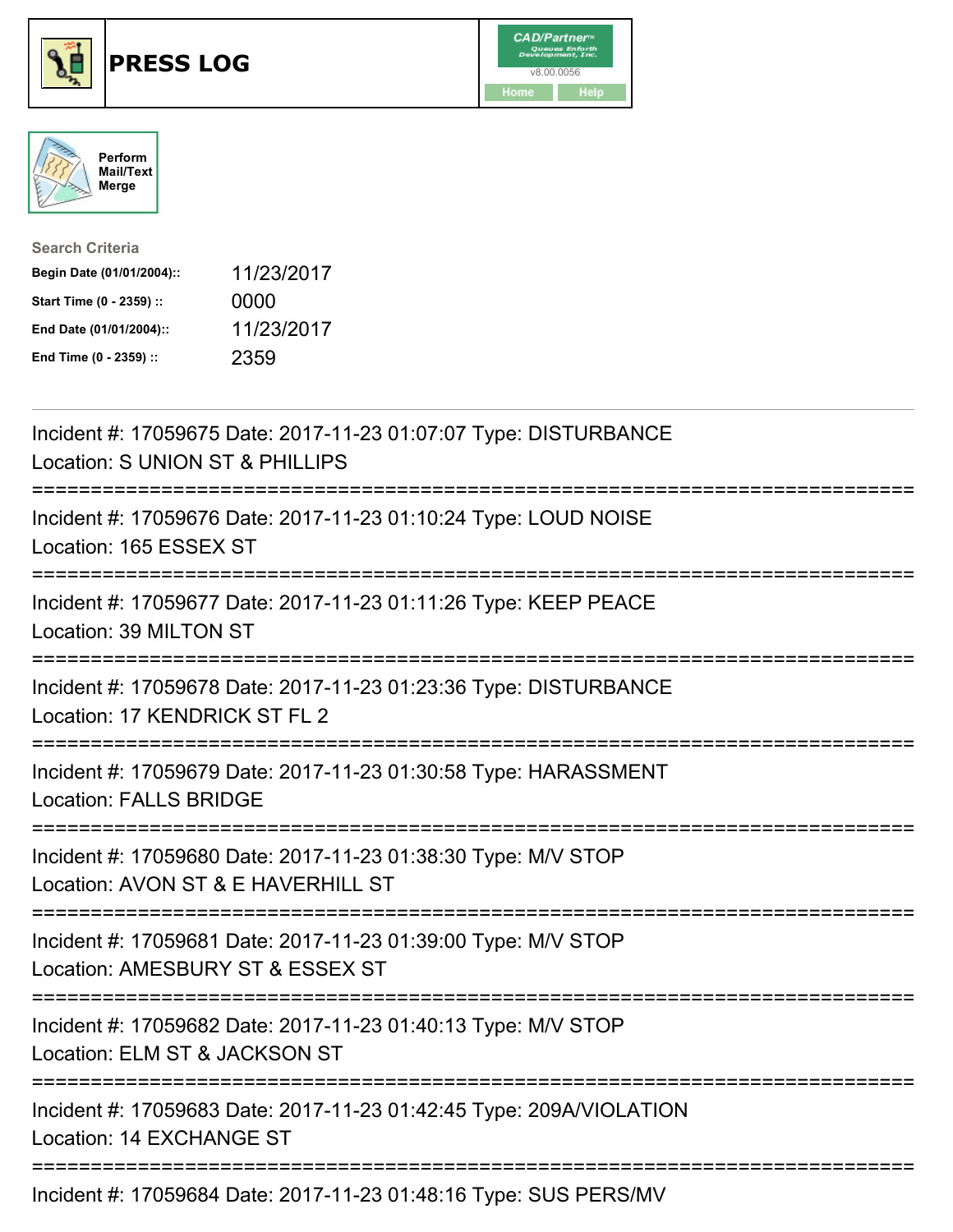# PRESS LOG

CAD/Partner™
v8.00.0056
Home Help

Perform Mail/Text Merge

**Search Criteria**

| | |
|---|---|
| **Begin Date (01/01/2004)::** | 11/23/2017 |
| **Start Time (0 - 2359) ::** | 0000 |
| **End Date (01/01/2004)::** | 11/23/2017 |
| **End Time (0 - 2359) ::** | 2359 |

---

Incident #: 17059675 Date: 2017-11-23 01:07:07 Type: DISTURBANCE
Location: S UNION ST & PHILLIPS

===========================================================================

Incident #: 17059676 Date: 2017-11-23 01:10:24 Type: LOUD NOISE
Location: 165 ESSEX ST

===========================================================================

Incident #: 17059677 Date: 2017-11-23 01:11:26 Type: KEEP PEACE
Location: 39 MILTON ST

===========================================================================

Incident #: 17059678 Date: 2017-11-23 01:23:36 Type: DISTURBANCE
Location: 17 KENDRICK ST FL 2

===========================================================================

Incident #: 17059679 Date: 2017-11-23 01:30:58 Type: HARASSMENT
Location: FALLS BRIDGE

===========================================================================

Incident #: 17059680 Date: 2017-11-23 01:38:30 Type: M/V STOP
Location: AVON ST & E HAVERHILL ST

===========================================================================

Incident #: 17059681 Date: 2017-11-23 01:39:00 Type: M/V STOP
Location: AMESBURY ST & ESSEX ST

===========================================================================

Incident #: 17059682 Date: 2017-11-23 01:40:13 Type: M/V STOP
Location: ELM ST & JACKSON ST

===========================================================================

Incident #: 17059683 Date: 2017-11-23 01:42:45 Type: 209A/VIOLATION
Location: 14 EXCHANGE ST

===========================================================================

Incident #: 17059684 Date: 2017-11-23 01:48:16 Type: SUS PERS/MV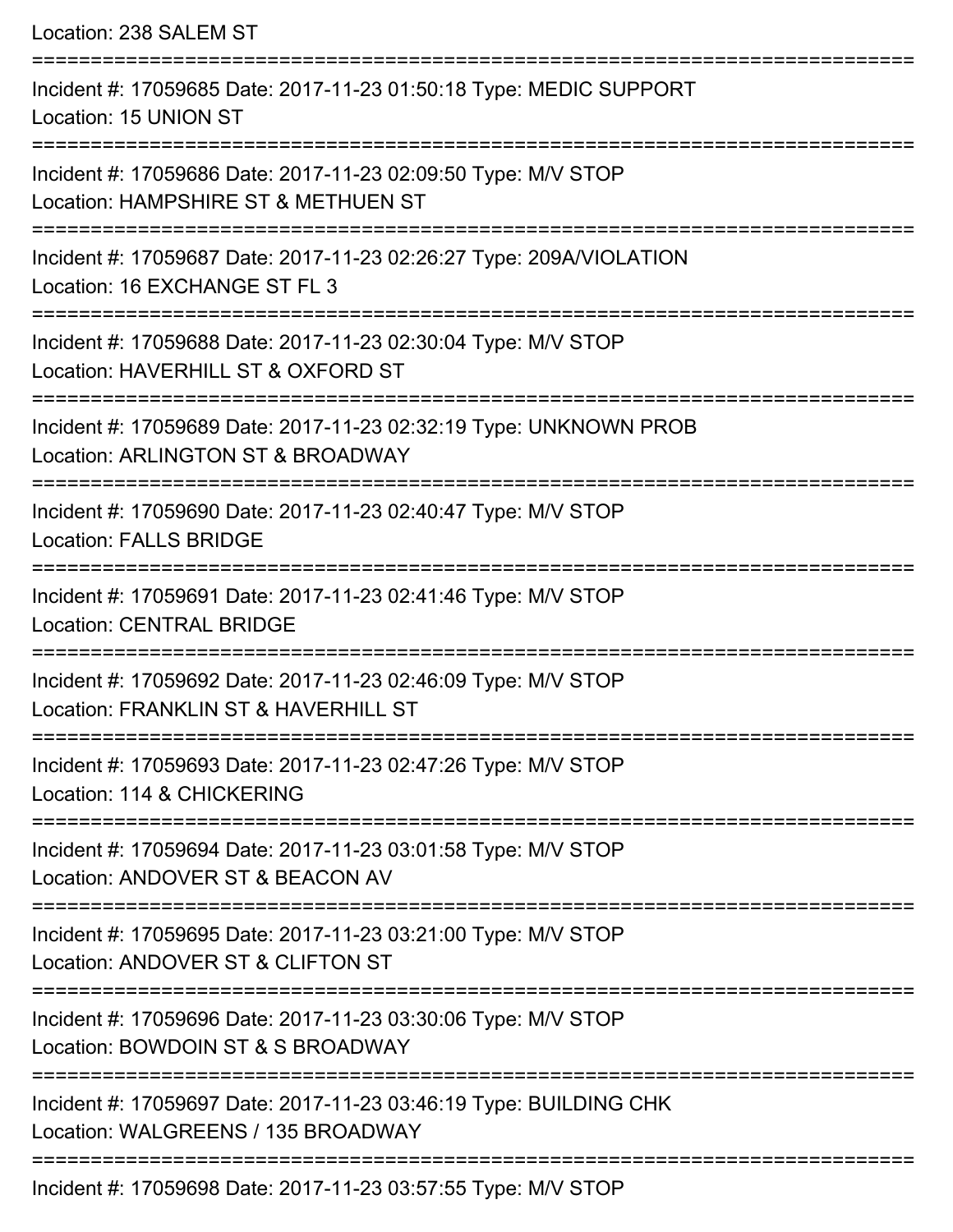Location: 238 SALEM ST

===========================================================================

Incident #: 17059685 Date: 2017-11-23 01:50:18 Type: MEDIC SUPPORT
Location: 15 UNION ST

===========================================================================

Incident #: 17059686 Date: 2017-11-23 02:09:50 Type: M/V STOP
Location: HAMPSHIRE ST & METHUEN ST

===========================================================================

Incident #: 17059687 Date: 2017-11-23 02:26:27 Type: 209A/VIOLATION
Location: 16 EXCHANGE ST FL 3

===========================================================================

Incident #: 17059688 Date: 2017-11-23 02:30:04 Type: M/V STOP
Location: HAVERHILL ST & OXFORD ST

===========================================================================

Incident #: 17059689 Date: 2017-11-23 02:32:19 Type: UNKNOWN PROB
Location: ARLINGTON ST & BROADWAY

===========================================================================

Incident #: 17059690 Date: 2017-11-23 02:40:47 Type: M/V STOP
Location: FALLS BRIDGE

===========================================================================

Incident #: 17059691 Date: 2017-11-23 02:41:46 Type: M/V STOP
Location: CENTRAL BRIDGE

===========================================================================

Incident #: 17059692 Date: 2017-11-23 02:46:09 Type: M/V STOP
Location: FRANKLIN ST & HAVERHILL ST

===========================================================================

Incident #: 17059693 Date: 2017-11-23 02:47:26 Type: M/V STOP
Location: 114 & CHICKERING

===========================================================================

Incident #: 17059694 Date: 2017-11-23 03:01:58 Type: M/V STOP
Location: ANDOVER ST & BEACON AV

===========================================================================

Incident #: 17059695 Date: 2017-11-23 03:21:00 Type: M/V STOP
Location: ANDOVER ST & CLIFTON ST

===========================================================================

Incident #: 17059696 Date: 2017-11-23 03:30:06 Type: M/V STOP
Location: BOWDOIN ST & S BROADWAY

===========================================================================

Incident #: 17059697 Date: 2017-11-23 03:46:19 Type: BUILDING CHK
Location: WALGREENS / 135 BROADWAY

===========================================================================

Incident #: 17059698 Date: 2017-11-23 03:57:55 Type: M/V STOP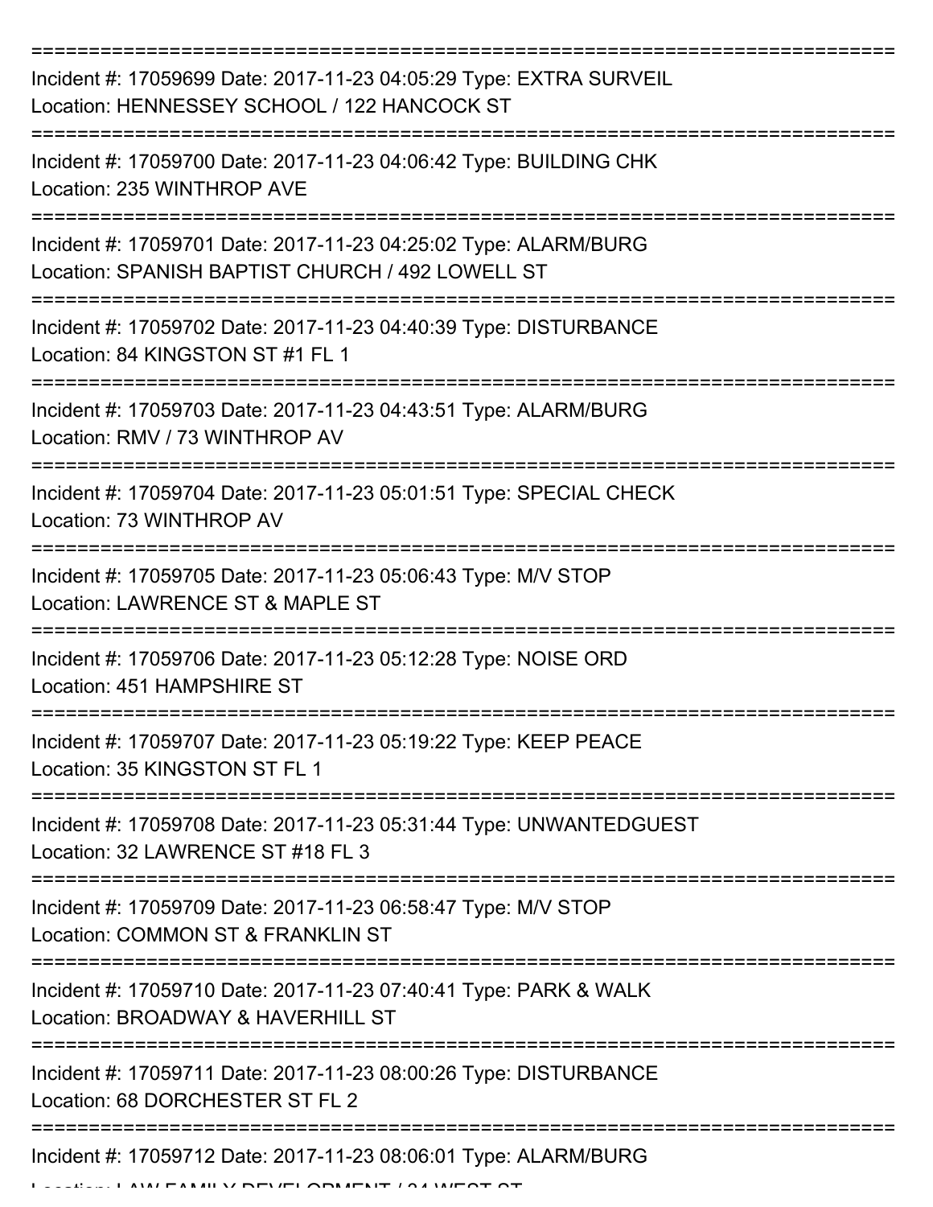===========================================================================

Incident #: 17059699 Date: 2017-11-23 04:05:29 Type: EXTRA SURVEIL
Location: HENNESSEY SCHOOL / 122 HANCOCK ST

===========================================================================

Incident #: 17059700 Date: 2017-11-23 04:06:42 Type: BUILDING CHK
Location: 235 WINTHROP AVE

===========================================================================

Incident #: 17059701 Date: 2017-11-23 04:25:02 Type: ALARM/BURG
Location: SPANISH BAPTIST CHURCH / 492 LOWELL ST

===========================================================================

Incident #: 17059702 Date: 2017-11-23 04:40:39 Type: DISTURBANCE
Location: 84 KINGSTON ST #1 FL 1

===========================================================================

Incident #: 17059703 Date: 2017-11-23 04:43:51 Type: ALARM/BURG
Location: RMV / 73 WINTHROP AV

===========================================================================

Incident #: 17059704 Date: 2017-11-23 05:01:51 Type: SPECIAL CHECK
Location: 73 WINTHROP AV

===========================================================================

Incident #: 17059705 Date: 2017-11-23 05:06:43 Type: M/V STOP
Location: LAWRENCE ST & MAPLE ST

===========================================================================

Incident #: 17059706 Date: 2017-11-23 05:12:28 Type: NOISE ORD
Location: 451 HAMPSHIRE ST

===========================================================================

Incident #: 17059707 Date: 2017-11-23 05:19:22 Type: KEEP PEACE
Location: 35 KINGSTON ST FL 1

===========================================================================

Incident #: 17059708 Date: 2017-11-23 05:31:44 Type: UNWANTEDGUEST
Location: 32 LAWRENCE ST #18 FL 3

===========================================================================

Incident #: 17059709 Date: 2017-11-23 06:58:47 Type: M/V STOP
Location: COMMON ST & FRANKLIN ST

===========================================================================

Incident #: 17059710 Date: 2017-11-23 07:40:41 Type: PARK & WALK
Location: BROADWAY & HAVERHILL ST

===========================================================================

Incident #: 17059711 Date: 2017-11-23 08:00:26 Type: DISTURBANCE
Location: 68 DORCHESTER ST FL 2

===========================================================================

Incident #: 17059712 Date: 2017-11-23 08:06:01 Type: ALARM/BURG
Location: LAW FAMILY DEVELOPMENT / 34 WEST ST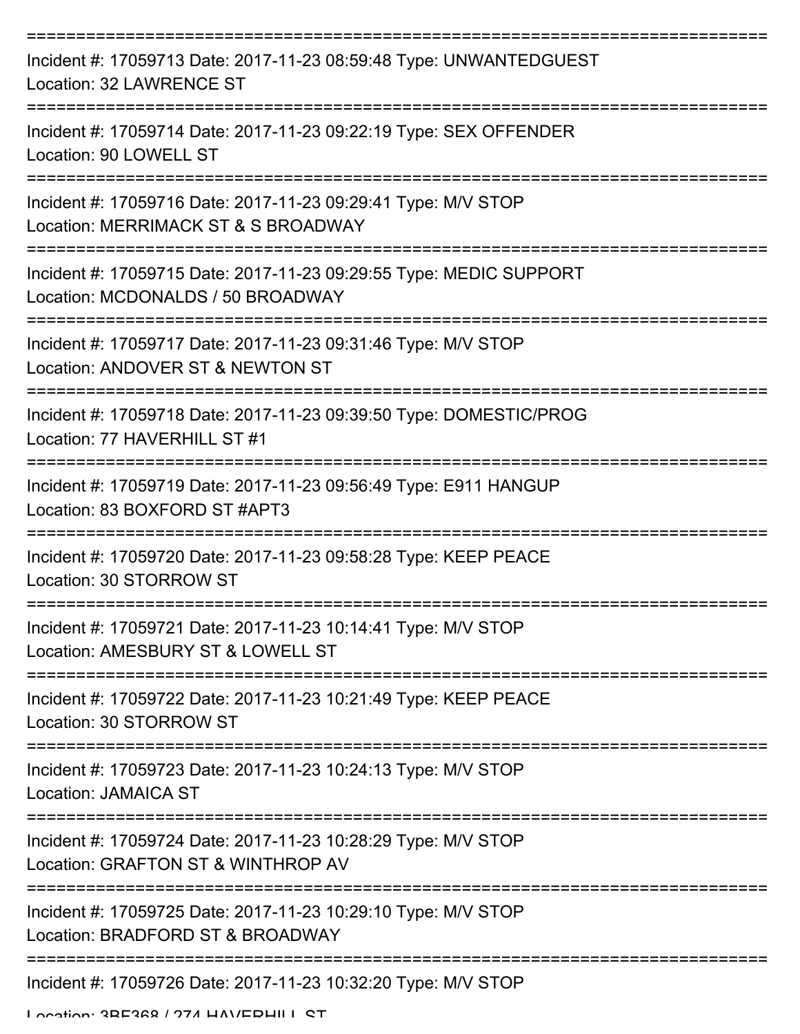===========================================================================

Incident #: 17059713 Date: 2017-11-23 08:59:48 Type: UNWANTEDGUEST
Location: 32 LAWRENCE ST

===========================================================================

Incident #: 17059714 Date: 2017-11-23 09:22:19 Type: SEX OFFENDER
Location: 90 LOWELL ST

===========================================================================

Incident #: 17059716 Date: 2017-11-23 09:29:41 Type: M/V STOP
Location: MERRIMACK ST & S BROADWAY

===========================================================================

Incident #: 17059715 Date: 2017-11-23 09:29:55 Type: MEDIC SUPPORT
Location: MCDONALDS / 50 BROADWAY

===========================================================================

Incident #: 17059717 Date: 2017-11-23 09:31:46 Type: M/V STOP
Location: ANDOVER ST & NEWTON ST

===========================================================================

Incident #: 17059718 Date: 2017-11-23 09:39:50 Type: DOMESTIC/PROG
Location: 77 HAVERHILL ST #1

===========================================================================

Incident #: 17059719 Date: 2017-11-23 09:56:49 Type: E911 HANGUP
Location: 83 BOXFORD ST #APT3

===========================================================================

Incident #: 17059720 Date: 2017-11-23 09:58:28 Type: KEEP PEACE
Location: 30 STORROW ST

===========================================================================

Incident #: 17059721 Date: 2017-11-23 10:14:41 Type: M/V STOP
Location: AMESBURY ST & LOWELL ST

===========================================================================

Incident #: 17059722 Date: 2017-11-23 10:21:49 Type: KEEP PEACE
Location: 30 STORROW ST

===========================================================================

Incident #: 17059723 Date: 2017-11-23 10:24:13 Type: M/V STOP
Location: JAMAICA ST

===========================================================================

Incident #: 17059724 Date: 2017-11-23 10:28:29 Type: M/V STOP
Location: GRAFTON ST & WINTHROP AV

===========================================================================

Incident #: 17059725 Date: 2017-11-23 10:29:10 Type: M/V STOP
Location: BRADFORD ST & BROADWAY

===========================================================================

Incident #: 17059726 Date: 2017-11-23 10:32:20 Type: M/V STOP
Location: 3BF368 / 274 HAVERHILL ST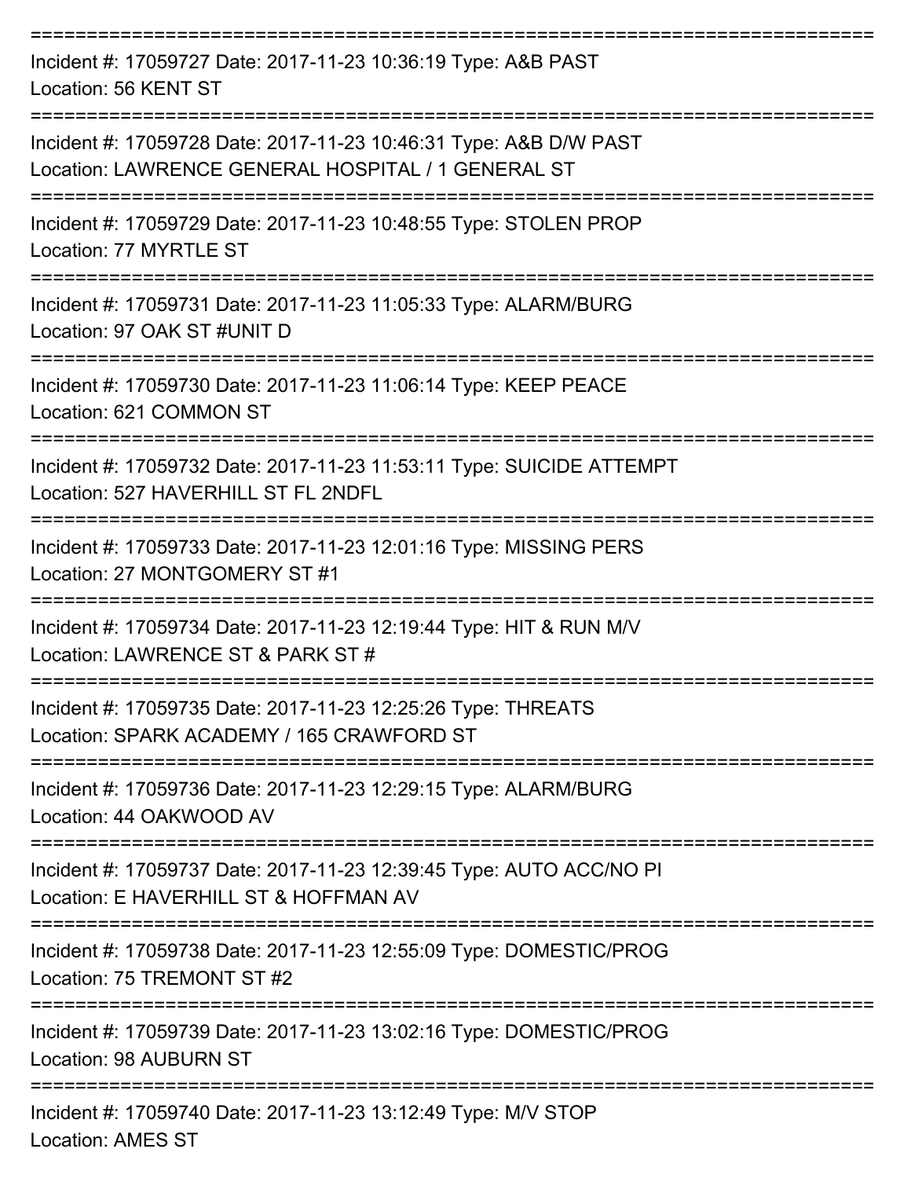===========================================================================
Incident #: 17059727 Date: 2017-11-23 10:36:19 Type: A&B PAST
Location: 56 KENT ST
===========================================================================
Incident #: 17059728 Date: 2017-11-23 10:46:31 Type: A&B D/W PAST
Location: LAWRENCE GENERAL HOSPITAL / 1 GENERAL ST
===========================================================================
Incident #: 17059729 Date: 2017-11-23 10:48:55 Type: STOLEN PROP
Location: 77 MYRTLE ST
===========================================================================
Incident #: 17059731 Date: 2017-11-23 11:05:33 Type: ALARM/BURG
Location: 97 OAK ST #UNIT D
===========================================================================
Incident #: 17059730 Date: 2017-11-23 11:06:14 Type: KEEP PEACE
Location: 621 COMMON ST
===========================================================================
Incident #: 17059732 Date: 2017-11-23 11:53:11 Type: SUICIDE ATTEMPT
Location: 527 HAVERHILL ST FL 2NDFL
===========================================================================
Incident #: 17059733 Date: 2017-11-23 12:01:16 Type: MISSING PERS
Location: 27 MONTGOMERY ST #1
===========================================================================
Incident #: 17059734 Date: 2017-11-23 12:19:44 Type: HIT & RUN M/V
Location: LAWRENCE ST & PARK ST #
===========================================================================
Incident #: 17059735 Date: 2017-11-23 12:25:26 Type: THREATS
Location: SPARK ACADEMY / 165 CRAWFORD ST
===========================================================================
Incident #: 17059736 Date: 2017-11-23 12:29:15 Type: ALARM/BURG
Location: 44 OAKWOOD AV
===========================================================================
Incident #: 17059737 Date: 2017-11-23 12:39:45 Type: AUTO ACC/NO PI
Location: E HAVERHILL ST & HOFFMAN AV
===========================================================================
Incident #: 17059738 Date: 2017-11-23 12:55:09 Type: DOMESTIC/PROG
Location: 75 TREMONT ST #2
===========================================================================
Incident #: 17059739 Date: 2017-11-23 13:02:16 Type: DOMESTIC/PROG
Location: 98 AUBURN ST
===========================================================================
Incident #: 17059740 Date: 2017-11-23 13:12:49 Type: M/V STOP
Location: AMES ST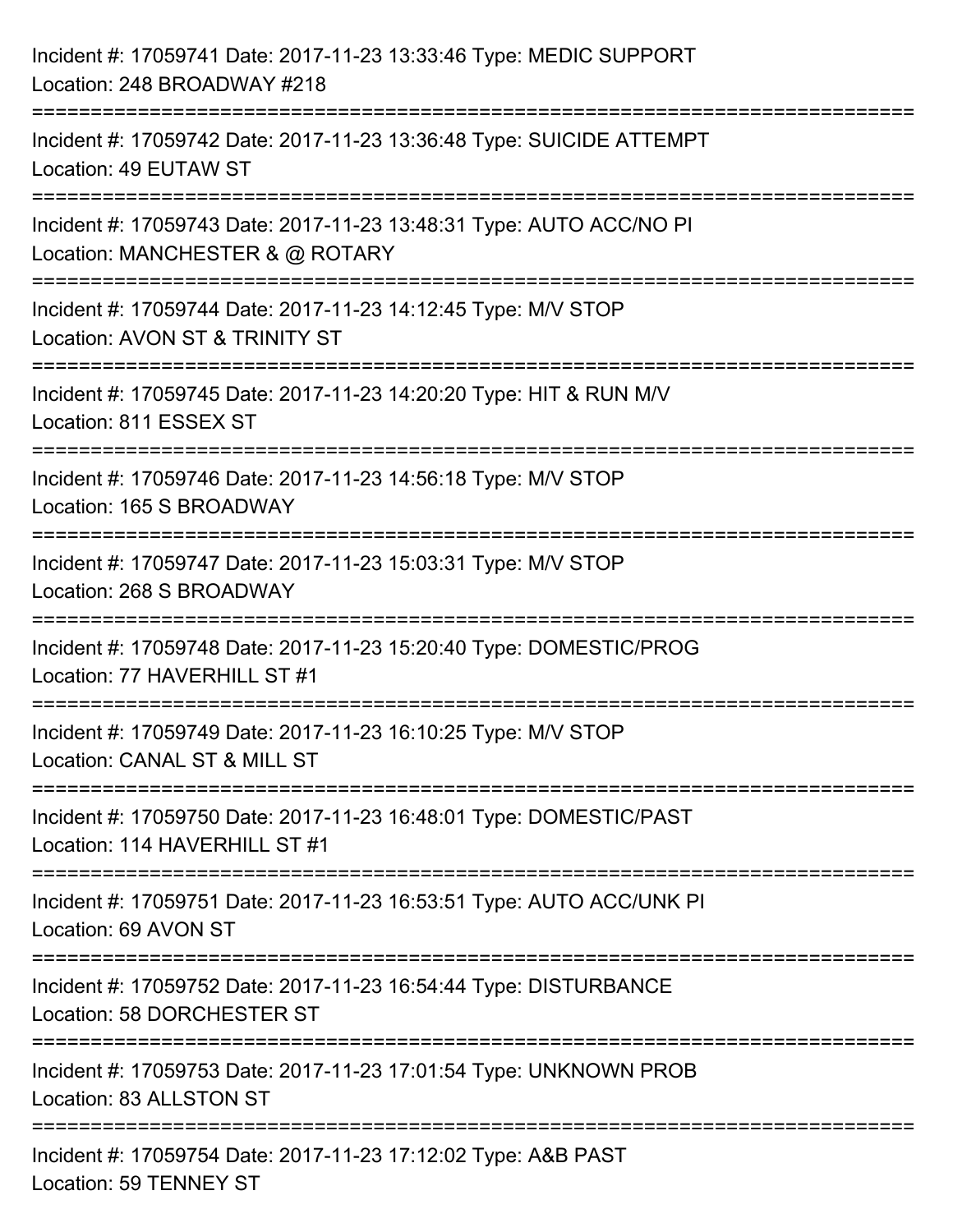Incident #: 17059741 Date: 2017-11-23 13:33:46 Type: MEDIC SUPPORT
Location: 248 BROADWAY #218

===========================================================================

Incident #: 17059742 Date: 2017-11-23 13:36:48 Type: SUICIDE ATTEMPT
Location: 49 EUTAW ST

===========================================================================

Incident #: 17059743 Date: 2017-11-23 13:48:31 Type: AUTO ACC/NO PI
Location: MANCHESTER & @ ROTARY

===========================================================================

Incident #: 17059744 Date: 2017-11-23 14:12:45 Type: M/V STOP
Location: AVON ST & TRINITY ST

===========================================================================

Incident #: 17059745 Date: 2017-11-23 14:20:20 Type: HIT & RUN M/V
Location: 811 ESSEX ST

===========================================================================

Incident #: 17059746 Date: 2017-11-23 14:56:18 Type: M/V STOP
Location: 165 S BROADWAY

===========================================================================

Incident #: 17059747 Date: 2017-11-23 15:03:31 Type: M/V STOP
Location: 268 S BROADWAY

===========================================================================

Incident #: 17059748 Date: 2017-11-23 15:20:40 Type: DOMESTIC/PROG
Location: 77 HAVERHILL ST #1

===========================================================================

Incident #: 17059749 Date: 2017-11-23 16:10:25 Type: M/V STOP
Location: CANAL ST & MILL ST

===========================================================================

Incident #: 17059750 Date: 2017-11-23 16:48:01 Type: DOMESTIC/PAST
Location: 114 HAVERHILL ST #1

===========================================================================

Incident #: 17059751 Date: 2017-11-23 16:53:51 Type: AUTO ACC/UNK PI
Location: 69 AVON ST

===========================================================================

Incident #: 17059752 Date: 2017-11-23 16:54:44 Type: DISTURBANCE
Location: 58 DORCHESTER ST

===========================================================================

Incident #: 17059753 Date: 2017-11-23 17:01:54 Type: UNKNOWN PROB
Location: 83 ALLSTON ST

===========================================================================

Incident #: 17059754 Date: 2017-11-23 17:12:02 Type: A&B PAST
Location: 59 TENNEY ST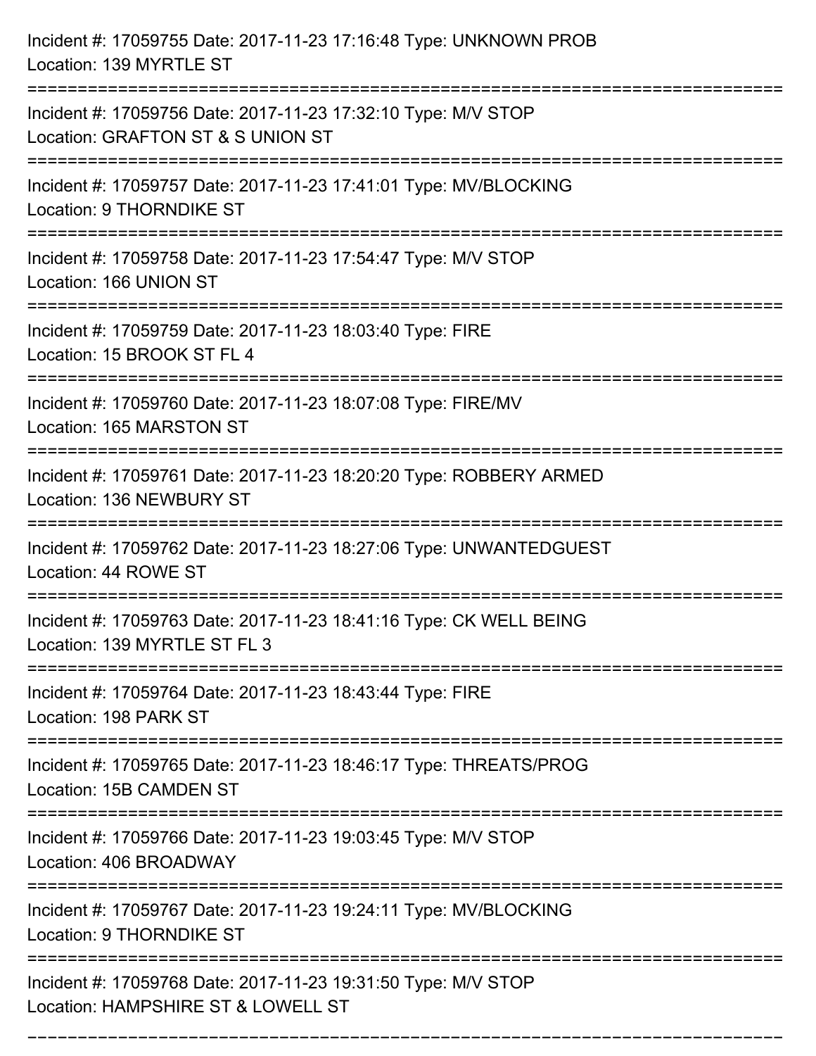Incident #: 17059755 Date: 2017-11-23 17:16:48 Type: UNKNOWN PROB
Location: 139 MYRTLE ST

===========================================================================

Incident #: 17059756 Date: 2017-11-23 17:32:10 Type: M/V STOP
Location: GRAFTON ST & S UNION ST

===========================================================================

Incident #: 17059757 Date: 2017-11-23 17:41:01 Type: MV/BLOCKING
Location: 9 THORNDIKE ST

===========================================================================

Incident #: 17059758 Date: 2017-11-23 17:54:47 Type: M/V STOP
Location: 166 UNION ST

===========================================================================

Incident #: 17059759 Date: 2017-11-23 18:03:40 Type: FIRE
Location: 15 BROOK ST FL 4

===========================================================================

Incident #: 17059760 Date: 2017-11-23 18:07:08 Type: FIRE/MV
Location: 165 MARSTON ST

===========================================================================

Incident #: 17059761 Date: 2017-11-23 18:20:20 Type: ROBBERY ARMED
Location: 136 NEWBURY ST

===========================================================================

Incident #: 17059762 Date: 2017-11-23 18:27:06 Type: UNWANTEDGUEST
Location: 44 ROWE ST

===========================================================================

Incident #: 17059763 Date: 2017-11-23 18:41:16 Type: CK WELL BEING
Location: 139 MYRTLE ST FL 3

===========================================================================

Incident #: 17059764 Date: 2017-11-23 18:43:44 Type: FIRE
Location: 198 PARK ST

===========================================================================

Incident #: 17059765 Date: 2017-11-23 18:46:17 Type: THREATS/PROG
Location: 15B CAMDEN ST

===========================================================================

Incident #: 17059766 Date: 2017-11-23 19:03:45 Type: M/V STOP
Location: 406 BROADWAY

===========================================================================

Incident #: 17059767 Date: 2017-11-23 19:24:11 Type: MV/BLOCKING
Location: 9 THORNDIKE ST

===========================================================================

Incident #: 17059768 Date: 2017-11-23 19:31:50 Type: M/V STOP
Location: HAMPSHIRE ST & LOWELL ST

===========================================================================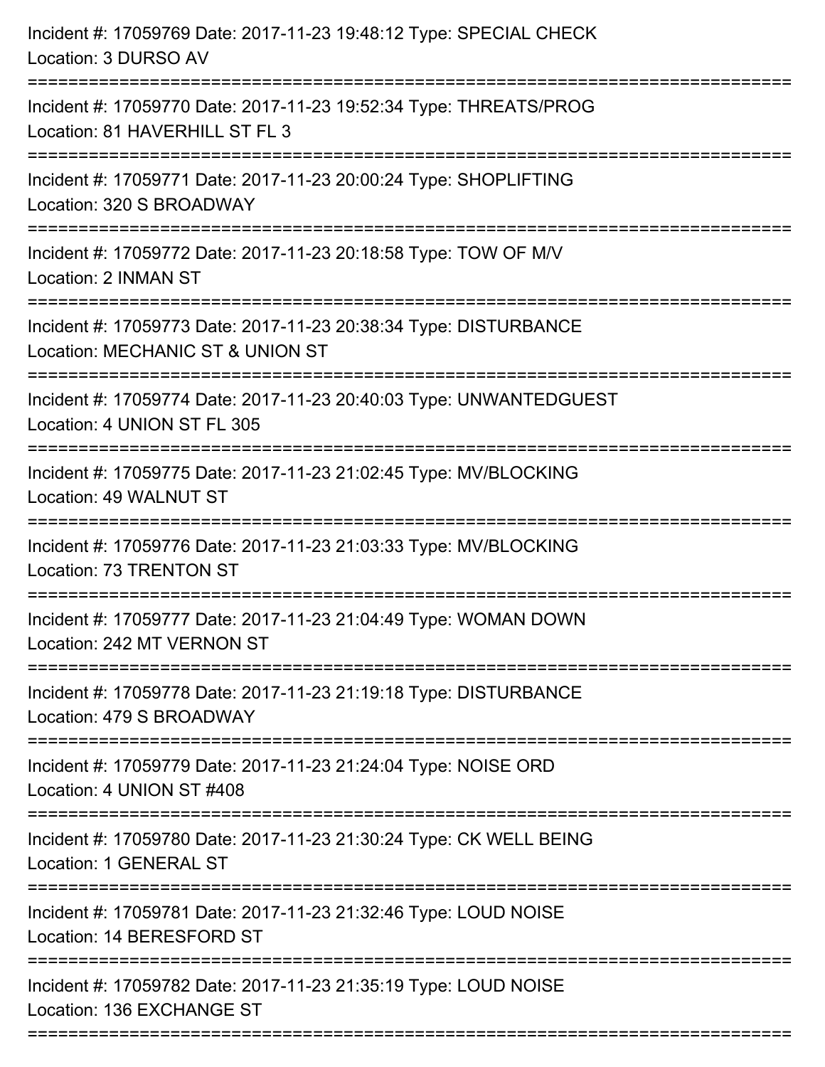Incident #: 17059769 Date: 2017-11-23 19:48:12 Type: SPECIAL CHECK
Location: 3 DURSO AV

===========================================================================

Incident #: 17059770 Date: 2017-11-23 19:52:34 Type: THREATS/PROG
Location: 81 HAVERHILL ST FL 3

===========================================================================

Incident #: 17059771 Date: 2017-11-23 20:00:24 Type: SHOPLIFTING
Location: 320 S BROADWAY

===========================================================================

Incident #: 17059772 Date: 2017-11-23 20:18:58 Type: TOW OF M/V
Location: 2 INMAN ST

===========================================================================

Incident #: 17059773 Date: 2017-11-23 20:38:34 Type: DISTURBANCE
Location: MECHANIC ST & UNION ST

===========================================================================

Incident #: 17059774 Date: 2017-11-23 20:40:03 Type: UNWANTEDGUEST
Location: 4 UNION ST FL 305

===========================================================================

Incident #: 17059775 Date: 2017-11-23 21:02:45 Type: MV/BLOCKING
Location: 49 WALNUT ST

===========================================================================

Incident #: 17059776 Date: 2017-11-23 21:03:33 Type: MV/BLOCKING
Location: 73 TRENTON ST

===========================================================================

Incident #: 17059777 Date: 2017-11-23 21:04:49 Type: WOMAN DOWN
Location: 242 MT VERNON ST

===========================================================================

Incident #: 17059778 Date: 2017-11-23 21:19:18 Type: DISTURBANCE
Location: 479 S BROADWAY

===========================================================================

Incident #: 17059779 Date: 2017-11-23 21:24:04 Type: NOISE ORD
Location: 4 UNION ST #408

===========================================================================

Incident #: 17059780 Date: 2017-11-23 21:30:24 Type: CK WELL BEING
Location: 1 GENERAL ST

===========================================================================

Incident #: 17059781 Date: 2017-11-23 21:32:46 Type: LOUD NOISE
Location: 14 BERESFORD ST

===========================================================================

Incident #: 17059782 Date: 2017-11-23 21:35:19 Type: LOUD NOISE
Location: 136 EXCHANGE ST

===========================================================================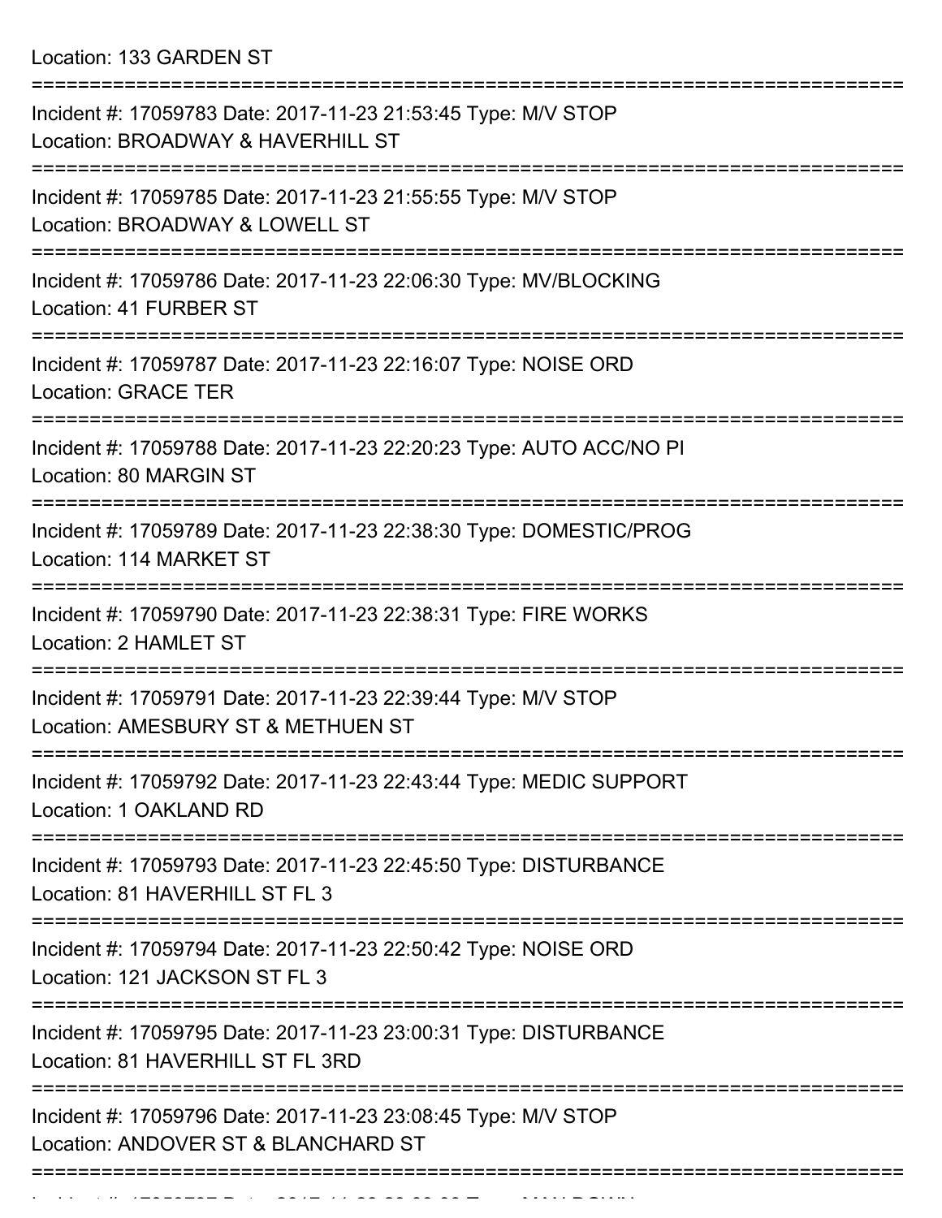Location: 133 GARDEN ST

===========================================================================

Incident #: 17059783 Date: 2017-11-23 21:53:45 Type: M/V STOP
Location: BROADWAY & HAVERHILL ST

===========================================================================

Incident #: 17059785 Date: 2017-11-23 21:55:55 Type: M/V STOP
Location: BROADWAY & LOWELL ST

===========================================================================

Incident #: 17059786 Date: 2017-11-23 22:06:30 Type: MV/BLOCKING
Location: 41 FURBER ST

===========================================================================

Incident #: 17059787 Date: 2017-11-23 22:16:07 Type: NOISE ORD
Location: GRACE TER

===========================================================================

Incident #: 17059788 Date: 2017-11-23 22:20:23 Type: AUTO ACC/NO PI
Location: 80 MARGIN ST

===========================================================================

Incident #: 17059789 Date: 2017-11-23 22:38:30 Type: DOMESTIC/PROG
Location: 114 MARKET ST

===========================================================================

Incident #: 17059790 Date: 2017-11-23 22:38:31 Type: FIRE WORKS
Location: 2 HAMLET ST

===========================================================================

Incident #: 17059791 Date: 2017-11-23 22:39:44 Type: M/V STOP
Location: AMESBURY ST & METHUEN ST

===========================================================================

Incident #: 17059792 Date: 2017-11-23 22:43:44 Type: MEDIC SUPPORT
Location: 1 OAKLAND RD

===========================================================================

Incident #: 17059793 Date: 2017-11-23 22:45:50 Type: DISTURBANCE
Location: 81 HAVERHILL ST FL 3

===========================================================================

Incident #: 17059794 Date: 2017-11-23 22:50:42 Type: NOISE ORD
Location: 121 JACKSON ST FL 3

===========================================================================

Incident #: 17059795 Date: 2017-11-23 23:00:31 Type: DISTURBANCE
Location: 81 HAVERHILL ST FL 3RD

===========================================================================

Incident #: 17059796 Date: 2017-11-23 23:08:45 Type: M/V STOP
Location: ANDOVER ST & BLANCHARD ST

===========================================================================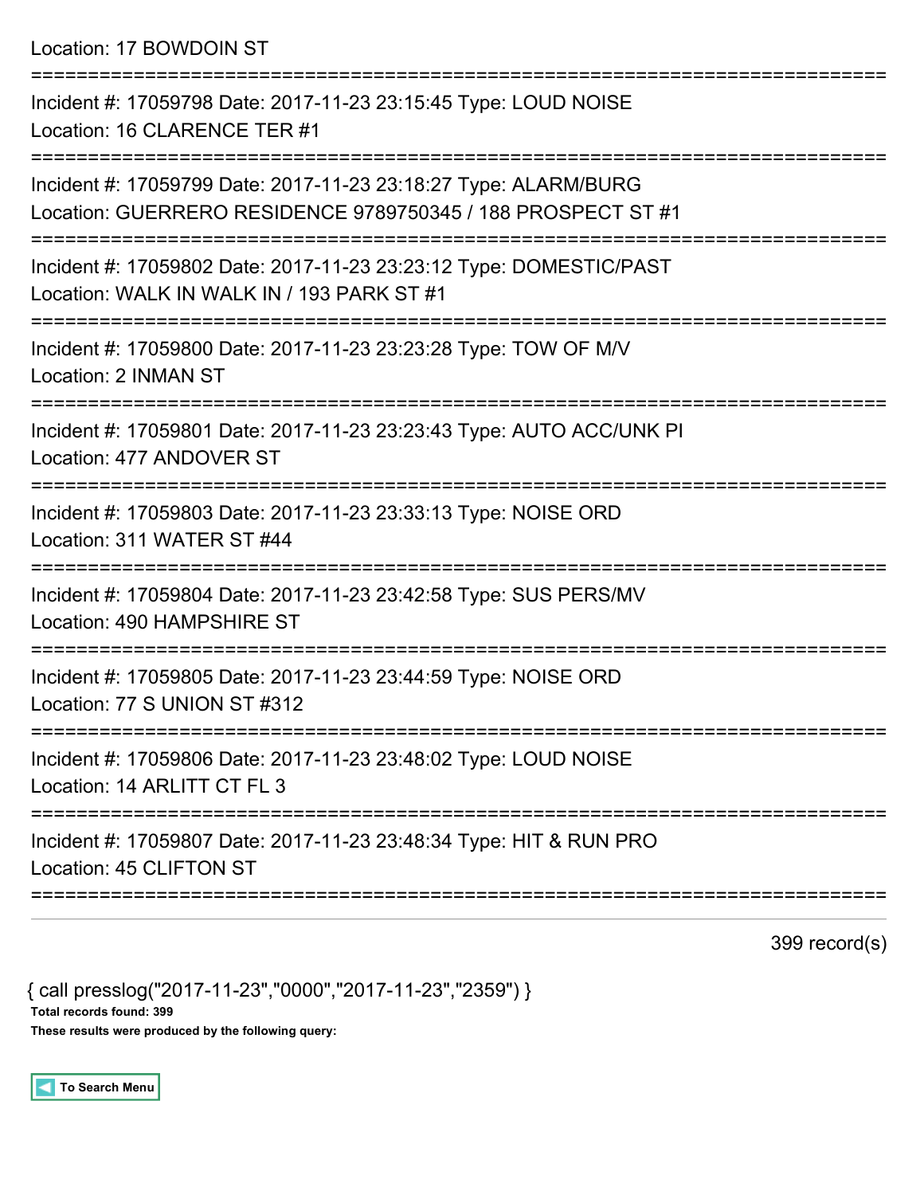Location: 17 BOWDOIN ST

===========================================================================

Incident #: 17059798 Date: 2017-11-23 23:15:45 Type: LOUD NOISE
Location: 16 CLARENCE TER #1

===========================================================================

Incident #: 17059799 Date: 2017-11-23 23:18:27 Type: ALARM/BURG
Location: GUERRERO RESIDENCE 9789750345 / 188 PROSPECT ST #1

===========================================================================

Incident #: 17059802 Date: 2017-11-23 23:23:12 Type: DOMESTIC/PAST
Location: WALK IN WALK IN / 193 PARK ST #1

===========================================================================

Incident #: 17059800 Date: 2017-11-23 23:23:28 Type: TOW OF M/V
Location: 2 INMAN ST

===========================================================================

Incident #: 17059801 Date: 2017-11-23 23:23:43 Type: AUTO ACC/UNK PI
Location: 477 ANDOVER ST

===========================================================================

Incident #: 17059803 Date: 2017-11-23 23:33:13 Type: NOISE ORD
Location: 311 WATER ST #44

===========================================================================

Incident #: 17059804 Date: 2017-11-23 23:42:58 Type: SUS PERS/MV
Location: 490 HAMPSHIRE ST

===========================================================================

Incident #: 17059805 Date: 2017-11-23 23:44:59 Type: NOISE ORD
Location: 77 S UNION ST #312

===========================================================================

Incident #: 17059806 Date: 2017-11-23 23:48:02 Type: LOUD NOISE
Location: 14 ARLITT CT FL 3

===========================================================================

Incident #: 17059807 Date: 2017-11-23 23:48:34 Type: HIT & RUN PRO
Location: 45 CLIFTON ST

===========================================================================

399 record(s)

{ call presslog("2017-11-23","0000","2017-11-23","2359") }

**Total records found: 399**

**These results were produced by the following query:**

To Search Menu